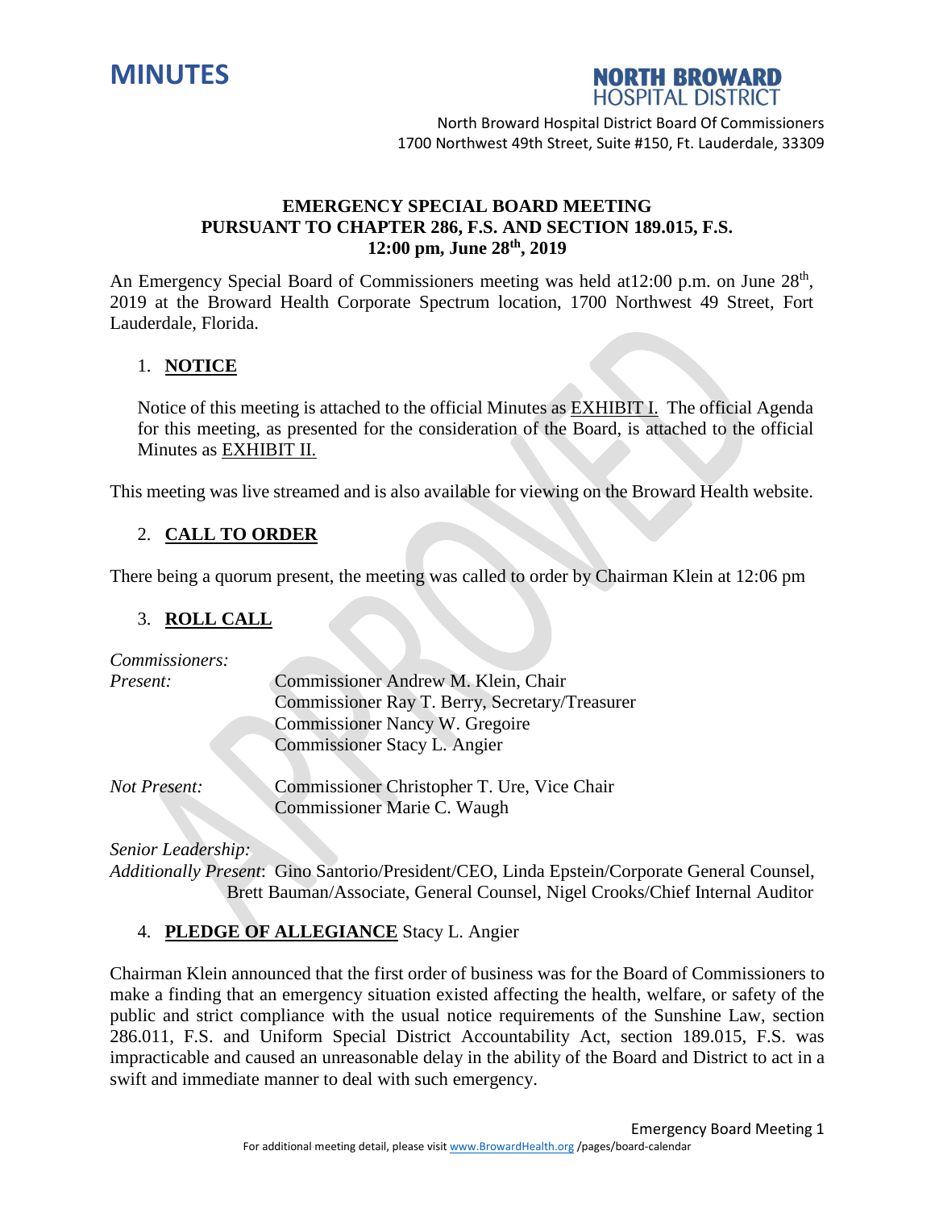# MINUTES

**NORTH BROWARD HOSPITAL DISTRICT**

North Broward Hospital District Board Of Commissioners
1700 Northwest 49th Street, Suite #150, Ft. Lauderdale, 33309

## EMERGENCY SPECIAL BOARD MEETING
## PURSUANT TO CHAPTER 286, F.S. AND SECTION 189.015, F.S.
## 12:00 pm, June 28th, 2019

An Emergency Special Board of Commissioners meeting was held at12:00 p.m. on June 28th, 2019 at the Broward Health Corporate Spectrum location, 1700 Northwest 49 Street, Fort Lauderdale, Florida.

1. **NOTICE**

   Notice of this meeting is attached to the official Minutes as EXHIBIT I. The official Agenda for this meeting, as presented for the consideration of the Board, is attached to the official Minutes as EXHIBIT II.

This meeting was live streamed and is also available for viewing on the Broward Health website.

2. **CALL TO ORDER**

There being a quorum present, the meeting was called to order by Chairman Klein at 12:06 pm

3. **ROLL CALL**

*Commissioners:*

*Present:*
Commissioner Andrew M. Klein, Chair
Commissioner Ray T. Berry, Secretary/Treasurer
Commissioner Nancy W. Gregoire
Commissioner Stacy L. Angier

*Not Present:*
Commissioner Christopher T. Ure, Vice Chair
Commissioner Marie C. Waugh

*Senior Leadership:*
*Additionally Present*: Gino Santorio/President/CEO, Linda Epstein/Corporate General Counsel, Brett Bauman/Associate, General Counsel, Nigel Crooks/Chief Internal Auditor

4. **PLEDGE OF ALLEGIANCE** Stacy L. Angier

Chairman Klein announced that the first order of business was for the Board of Commissioners to make a finding that an emergency situation existed affecting the health, welfare, or safety of the public and strict compliance with the usual notice requirements of the Sunshine Law, section 286.011, F.S. and Uniform Special District Accountability Act, section 189.015, F.S. was impracticable and caused an unreasonable delay in the ability of the Board and District to act in a swift and immediate manner to deal with such emergency.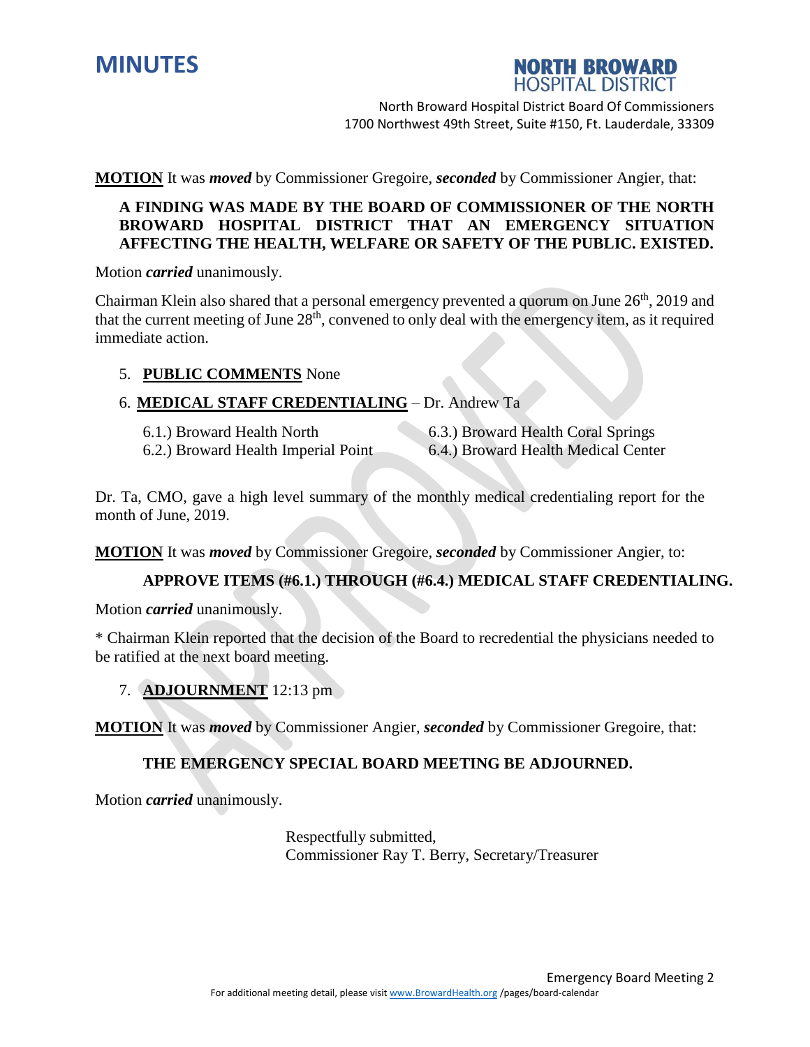**MOTION** It was ***moved*** by Commissioner Gregoire, ***seconded*** by Commissioner Angier, that:

**A FINDING WAS MADE BY THE BOARD OF COMMISSIONER OF THE NORTH BROWARD HOSPITAL DISTRICT THAT AN EMERGENCY SITUATION AFFECTING THE HEALTH, WELFARE OR SAFETY OF THE PUBLIC. EXISTED.**

Motion ***carried*** unanimously.

Chairman Klein also shared that a personal emergency prevented a quorum on June 26th, 2019 and that the current meeting of June 28th, convened to only deal with the emergency item, as it required immediate action.

5. **PUBLIC COMMENTS** None

6. **MEDICAL STAFF CREDENTIALING** – Dr. Andrew Ta

   6.1.) Broward Health North
   6.2.) Broward Health Imperial Point
   6.3.) Broward Health Coral Springs
   6.4.) Broward Health Medical Center

Dr. Ta, CMO, gave a high level summary of the monthly medical credentialing report for the month of June, 2019.

**MOTION** It was ***moved*** by Commissioner Gregoire, ***seconded*** by Commissioner Angier, to:

**APPROVE ITEMS (#6.1.) THROUGH (#6.4.) MEDICAL STAFF CREDENTIALING.**

Motion ***carried*** unanimously.

* Chairman Klein reported that the decision of the Board to recredential the physicians needed to be ratified at the next board meeting.

7. **ADJOURNMENT** 12:13 pm

**MOTION** It was ***moved*** by Commissioner Angier, ***seconded*** by Commissioner Gregoire, that:

**THE EMERGENCY SPECIAL BOARD MEETING BE ADJOURNED.**

Motion ***carried*** unanimously.

Respectfully submitted,
Commissioner Ray T. Berry, Secretary/Treasurer